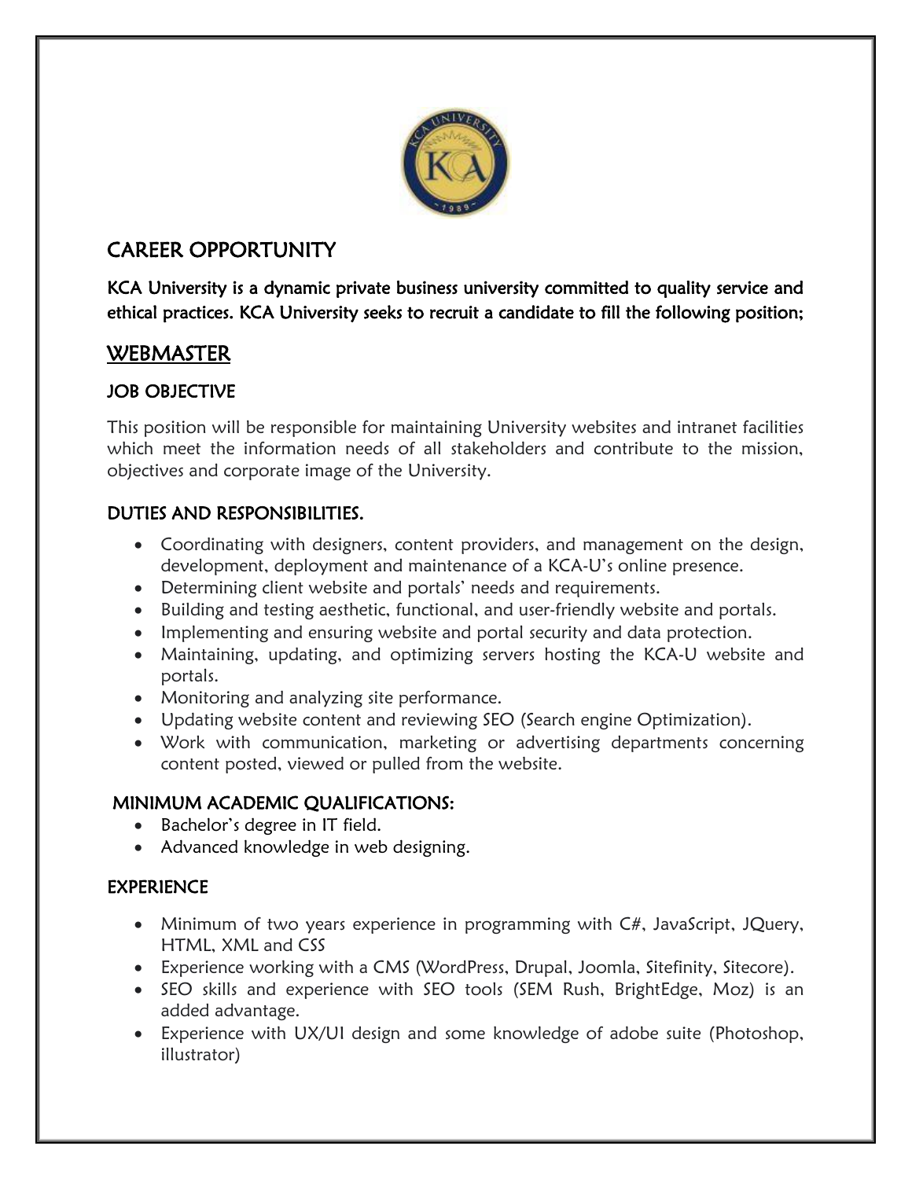## CAREER OPPORTUNITY

**KCA University is a dynamic private business university committed to quality service and ethical practices. KCA University seeks to recruit a candidate to fill the following position;**

## WEBMASTER

### JOB OBJECTIVE

This position will be responsible for maintaining University websites and intranet facilities which meet the information needs of all stakeholders and contribute to the mission, objectives and corporate image of the University.

### DUTIES AND RESPONSIBILITIES.

- Coordinating with designers, content providers, and management on the design, development, deployment and maintenance of a KCA-U's online presence.
- Determining client website and portals' needs and requirements.
- Building and testing aesthetic, functional, and user-friendly website and portals.
- Implementing and ensuring website and portal security and data protection.
- Maintaining, updating, and optimizing servers hosting the KCA-U website and portals.
- Monitoring and analyzing site performance.
- Updating website content and reviewing SEO (Search engine Optimization).
- Work with communication, marketing or advertising departments concerning content posted, viewed or pulled from the website.

### MINIMUM ACADEMIC QUALIFICATIONS:

- Bachelor's degree in IT field.
- Advanced knowledge in web designing.

### EXPERIENCE

- Minimum of two years experience in programming with C#, JavaScript, JQuery, HTML, XML and CSS
- Experience working with a CMS (WordPress, Drupal, Joomla, Sitefinity, Sitecore).
- SEO skills and experience with SEO tools (SEM Rush, BrightEdge, Moz) is an added advantage.
- Experience with UX/UI design and some knowledge of adobe suite (Photoshop, illustrator)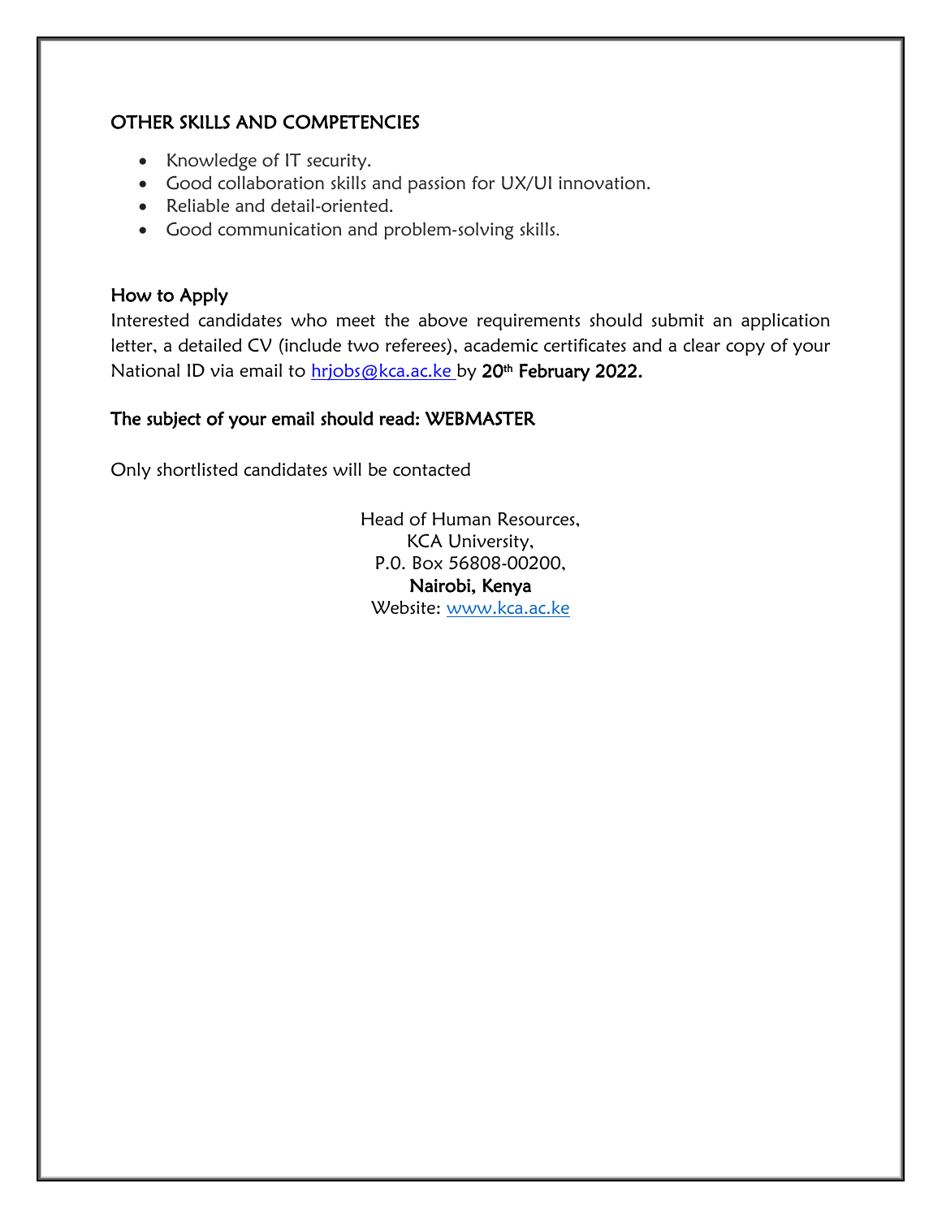## OTHER SKILLS AND COMPETENCIES

- Knowledge of IT security.
- Good collaboration skills and passion for UX/UI innovation.
- Reliable and detail-oriented.
- Good communication and problem-solving skills.

## How to Apply

Interested candidates who meet the above requirements should submit an application letter, a detailed CV (include two referees), academic certificates and a clear copy of your National ID via email to hrjobs@kca.ac.ke by **20th February 2022.**

**The subject of your email should read: WEBMASTER**

Only shortlisted candidates will be contacted

Head of Human Resources,
KCA University,
P.O. Box 56808-00200,
Nairobi, Kenya
Website: www.kca.ac.ke